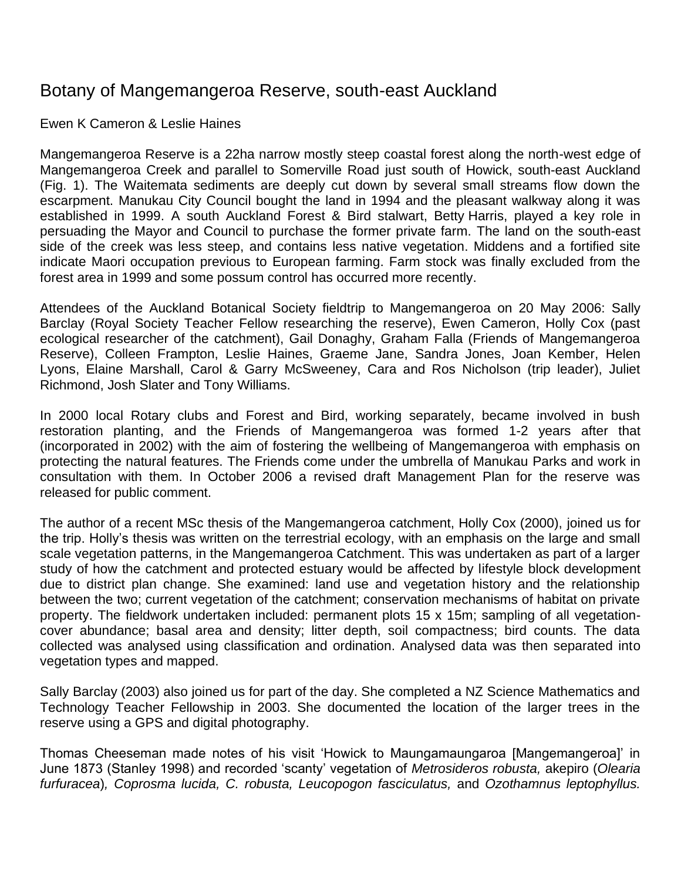# Botany of Mangemangeroa Reserve, south-east Auckland

Ewen K Cameron & Leslie Haines

Mangemangeroa Reserve is a 22ha narrow mostly steep coastal forest along the north-west edge of Mangemangeroa Creek and parallel to Somerville Road just south of Howick, south-east Auckland (Fig. 1). The Waitemata sediments are deeply cut down by several small streams flow down the escarpment. Manukau City Council bought the land in 1994 and the pleasant walkway along it was established in 1999. A south Auckland Forest & Bird stalwart, Betty Harris, played a key role in persuading the Mayor and Council to purchase the former private farm. The land on the south-east side of the creek was less steep, and contains less native vegetation. Middens and a fortified site indicate Maori occupation previous to European farming. Farm stock was finally excluded from the forest area in 1999 and some possum control has occurred more recently.

Attendees of the Auckland Botanical Society fieldtrip to Mangemangeroa on 20 May 2006: Sally Barclay (Royal Society Teacher Fellow researching the reserve), Ewen Cameron, Holly Cox (past ecological researcher of the catchment), Gail Donaghy, Graham Falla (Friends of Mangemangeroa Reserve), Colleen Frampton, Leslie Haines, Graeme Jane, Sandra Jones, Joan Kember, Helen Lyons, Elaine Marshall, Carol & Garry McSweeney, Cara and Ros Nicholson (trip leader), Juliet Richmond, Josh Slater and Tony Williams.

In 2000 local Rotary clubs and Forest and Bird, working separately, became involved in bush restoration planting, and the Friends of Mangemangeroa was formed 1-2 years after that (incorporated in 2002) with the aim of fostering the wellbeing of Mangemangeroa with emphasis on protecting the natural features. The Friends come under the umbrella of Manukau Parks and work in consultation with them. In October 2006 a revised draft Management Plan for the reserve was released for public comment.

The author of a recent MSc thesis of the Mangemangeroa catchment, Holly Cox (2000), joined us for the trip. Holly's thesis was written on the terrestrial ecology, with an emphasis on the large and small scale vegetation patterns, in the Mangemangeroa Catchment. This was undertaken as part of a larger study of how the catchment and protected estuary would be affected by lifestyle block development due to district plan change. She examined: land use and vegetation history and the relationship between the two; current vegetation of the catchment; conservation mechanisms of habitat on private property. The fieldwork undertaken included: permanent plots 15 x 15m; sampling of all vegetation-cover abundance; basal area and density; litter depth, soil compactness; bird counts. The data collected was analysed using classification and ordination. Analysed data was then separated into vegetation types and mapped.

Sally Barclay (2003) also joined us for part of the day. She completed a NZ Science Mathematics and Technology Teacher Fellowship in 2003. She documented the location of the larger trees in the reserve using a GPS and digital photography.

Thomas Cheeseman made notes of his visit 'Howick to Maungamaungaroa [Mangemangeroa]' in June 1873 (Stanley 1998) and recorded 'scanty' vegetation of *Metrosideros robusta,* akepiro (*Olearia furfuracea*), *Coprosma lucida, C. robusta, Leucopogon fasciculatus,* and *Ozothamnus leptophyllus.*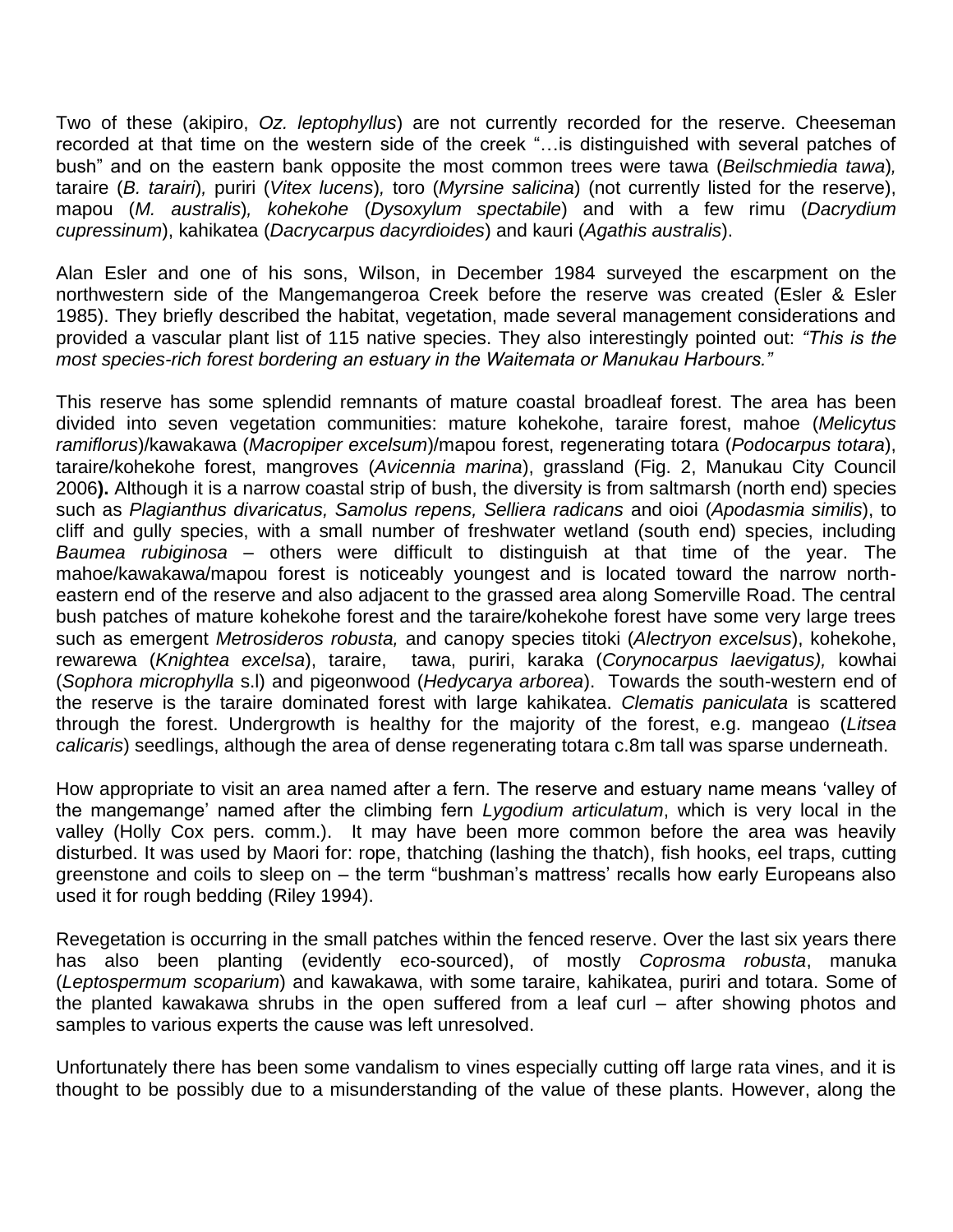Two of these (akipiro, *Oz. leptophyllus*) are not currently recorded for the reserve. Cheeseman recorded at that time on the western side of the creek "…is distinguished with several patches of bush" and on the eastern bank opposite the most common trees were tawa (*Beilschmiedia tawa*), taraire (*B. tarairi*), puriri (*Vitex lucens*), toro (*Myrsine salicina*) (not currently listed for the reserve), mapou (*M. australis*), *kohekohe* (*Dysoxylum spectabile*) and with a few rimu (*Dacrydium cupressinum*), kahikatea (*Dacrycarpus dacyrdioides*) and kauri (*Agathis australis*).

Alan Esler and one of his sons, Wilson, in December 1984 surveyed the escarpment on the northwestern side of the Mangemangeroa Creek before the reserve was created (Esler & Esler 1985). They briefly described the habitat, vegetation, made several management considerations and provided a vascular plant list of 115 native species. They also interestingly pointed out: *"This is the most species-rich forest bordering an estuary in the Waitemata or Manukau Harbours."*

This reserve has some splendid remnants of mature coastal broadleaf forest. The area has been divided into seven vegetation communities: mature kohekohe, taraire forest, mahoe (*Melicytus ramiflorus*)/kawakawa (*Macropiper excelsum*)/mapou forest, regenerating totara (*Podocarpus totara*), taraire/kohekohe forest, mangroves (*Avicennia marina*), grassland (Fig. 2, Manukau City Council 2006**).** Although it is a narrow coastal strip of bush, the diversity is from saltmarsh (north end) species such as *Plagianthus divaricatus, Samolus repens, Selliera radicans* and oioi (*Apodasmia similis*), to cliff and gully species, with a small number of freshwater wetland (south end) species, including *Baumea rubiginosa* – others were difficult to distinguish at that time of the year. The mahoe/kawakawa/mapou forest is noticeably youngest and is located toward the narrow north-eastern end of the reserve and also adjacent to the grassed area along Somerville Road. The central bush patches of mature kohekohe forest and the taraire/kohekohe forest have some very large trees such as emergent *Metrosideros robusta,* and canopy species titoki (*Alectryon excelsus*), kohekohe, rewarewa (*Knightea excelsa*), taraire, tawa, puriri, karaka (*Corynocarpus laevigatus),* kowhai (*Sophora microphylla* s.l) and pigeonwood (*Hedycarya arborea*). Towards the south-western end of the reserve is the taraire dominated forest with large kahikatea. *Clematis paniculata* is scattered through the forest. Undergrowth is healthy for the majority of the forest, e.g. mangeao (*Litsea calicaris*) seedlings, although the area of dense regenerating totara c.8m tall was sparse underneath.

How appropriate to visit an area named after a fern. The reserve and estuary name means 'valley of the mangemange' named after the climbing fern *Lygodium articulatum*, which is very local in the valley (Holly Cox pers. comm.). It may have been more common before the area was heavily disturbed. It was used by Maori for: rope, thatching (lashing the thatch), fish hooks, eel traps, cutting greenstone and coils to sleep on – the term "bushman's mattress' recalls how early Europeans also used it for rough bedding (Riley 1994).

Revegetation is occurring in the small patches within the fenced reserve. Over the last six years there has also been planting (evidently eco-sourced), of mostly *Coprosma robusta*, manuka (*Leptospermum scoparium*) and kawakawa, with some taraire, kahikatea, puriri and totara. Some of the planted kawakawa shrubs in the open suffered from a leaf curl – after showing photos and samples to various experts the cause was left unresolved.

Unfortunately there has been some vandalism to vines especially cutting off large rata vines, and it is thought to be possibly due to a misunderstanding of the value of these plants. However, along the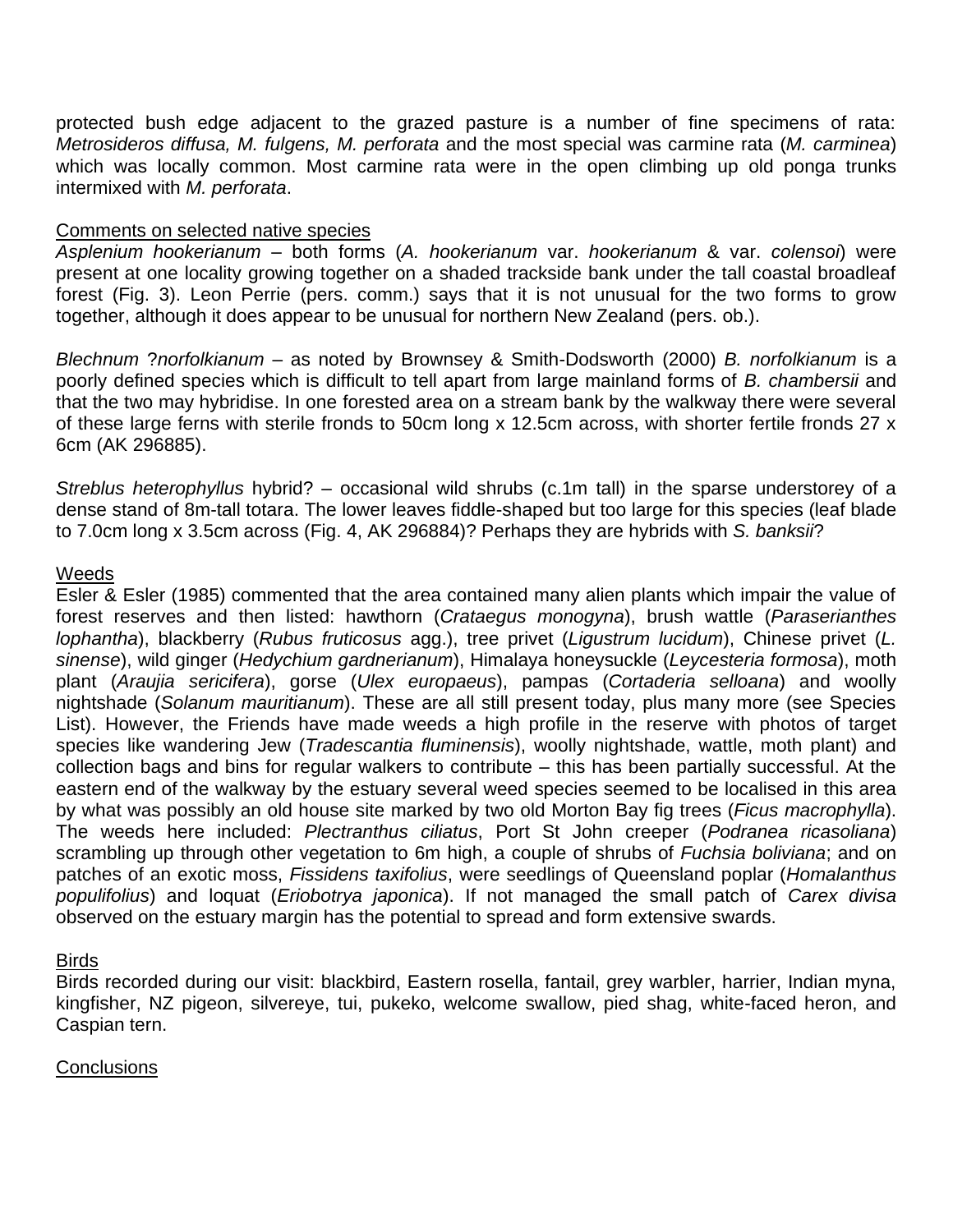protected bush edge adjacent to the grazed pasture is a number of fine specimens of rata: *Metrosideros diffusa, M. fulgens, M. perforata* and the most special was carmine rata (*M. carminea*) which was locally common. Most carmine rata were in the open climbing up old ponga trunks intermixed with *M. perforata*.

## Comments on selected native species

*Asplenium hookerianum* – both forms (*A. hookerianum* var. *hookerianum* & var. *colensoi*) were present at one locality growing together on a shaded trackside bank under the tall coastal broadleaf forest (Fig. 3). Leon Perrie (pers. comm.) says that it is not unusual for the two forms to grow together, although it does appear to be unusual for northern New Zealand (pers. ob.).

*Blechnum* ?*norfolkianum* – as noted by Brownsey & Smith-Dodsworth (2000) *B. norfolkianum* is a poorly defined species which is difficult to tell apart from large mainland forms of *B. chambersii* and that the two may hybridise. In one forested area on a stream bank by the walkway there were several of these large ferns with sterile fronds to 50cm long x 12.5cm across, with shorter fertile fronds 27 x 6cm (AK 296885).

*Streblus heterophyllus* hybrid? – occasional wild shrubs (c.1m tall) in the sparse understorey of a dense stand of 8m-tall totara. The lower leaves fiddle-shaped but too large for this species (leaf blade to 7.0cm long x 3.5cm across (Fig. 4, AK 296884)? Perhaps they are hybrids with *S. banksii*?

## Weeds

Esler & Esler (1985) commented that the area contained many alien plants which impair the value of forest reserves and then listed: hawthorn (*Crataegus monogyna*), brush wattle (*Paraserianthes lophantha*), blackberry (*Rubus fruticosus* agg.), tree privet (*Ligustrum lucidum*), Chinese privet (*L. sinense*), wild ginger (*Hedychium gardnerianum*), Himalaya honeysuckle (*Leycesteria formosa*), moth plant (*Araujia sericifera*), gorse (*Ulex europaeus*), pampas (*Cortaderia selloana*) and woolly nightshade (*Solanum mauritianum*). These are all still present today, plus many more (see Species List). However, the Friends have made weeds a high profile in the reserve with photos of target species like wandering Jew (*Tradescantia fluminensis*), woolly nightshade, wattle, moth plant) and collection bags and bins for regular walkers to contribute – this has been partially successful. At the eastern end of the walkway by the estuary several weed species seemed to be localised in this area by what was possibly an old house site marked by two old Morton Bay fig trees (*Ficus macrophylla*). The weeds here included: *Plectranthus ciliatus*, Port St John creeper (*Podranea ricasoliana*) scrambling up through other vegetation to 6m high, a couple of shrubs of *Fuchsia boliviana*; and on patches of an exotic moss, *Fissidens taxifolius*, were seedlings of Queensland poplar (*Homalanthus populifolius*) and loquat (*Eriobotrya japonica*). If not managed the small patch of *Carex divisa* observed on the estuary margin has the potential to spread and form extensive swards.

## Birds

Birds recorded during our visit: blackbird, Eastern rosella, fantail, grey warbler, harrier, Indian myna, kingfisher, NZ pigeon, silvereye, tui, pukeko, welcome swallow, pied shag, white-faced heron, and Caspian tern.

## Conclusions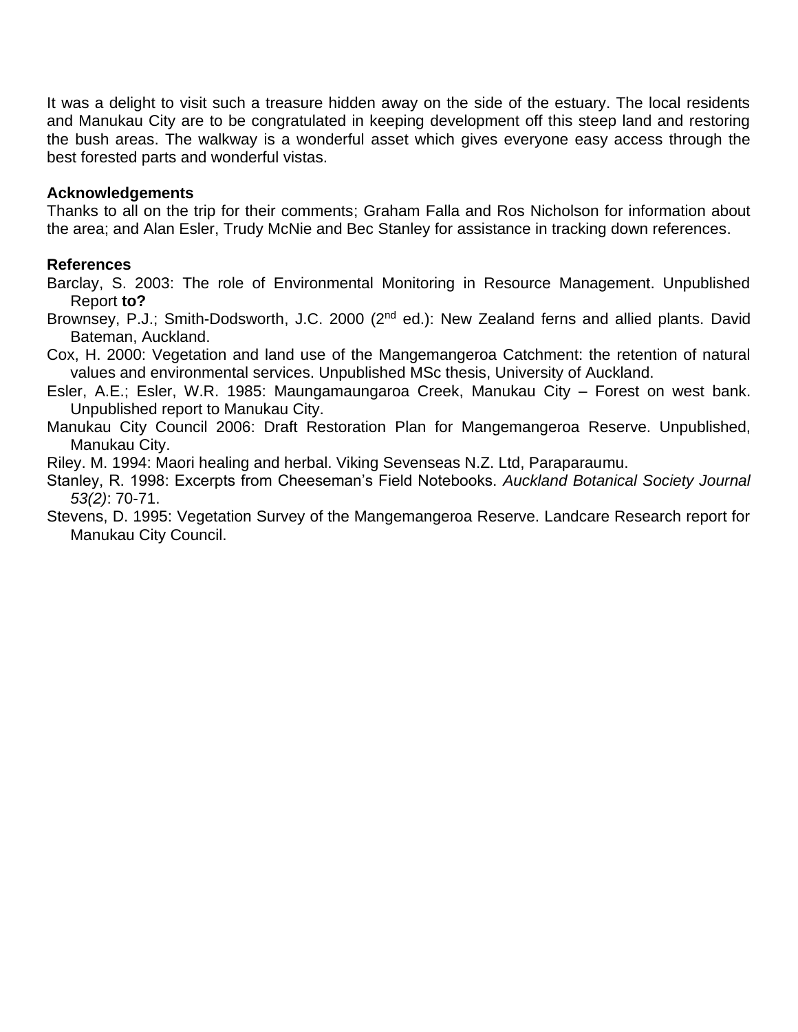It was a delight to visit such a treasure hidden away on the side of the estuary. The local residents and Manukau City are to be congratulated in keeping development off this steep land and restoring the bush areas. The walkway is a wonderful asset which gives everyone easy access through the best forested parts and wonderful vistas.

**Acknowledgements**

Thanks to all on the trip for their comments; Graham Falla and Ros Nicholson for information about the area; and Alan Esler, Trudy McNie and Bec Stanley for assistance in tracking down references.

**References**

Barclay, S. 2003: The role of Environmental Monitoring in Resource Management. Unpublished Report **to?**

Brownsey, P.J.; Smith-Dodsworth, J.C. 2000 (2nd ed.): New Zealand ferns and allied plants. David Bateman, Auckland.

Cox, H. 2000: Vegetation and land use of the Mangemangeroa Catchment: the retention of natural values and environmental services. Unpublished MSc thesis, University of Auckland.

Esler, A.E.; Esler, W.R. 1985: Maungamaungaroa Creek, Manukau City – Forest on west bank. Unpublished report to Manukau City.

Manukau City Council 2006: Draft Restoration Plan for Mangemangeroa Reserve. Unpublished, Manukau City.

Riley. M. 1994: Maori healing and herbal. Viking Sevenseas N.Z. Ltd, Paraparaumu.

Stanley, R. 1998: Excerpts from Cheeseman's Field Notebooks. *Auckland Botanical Society Journal 53(2)*: 70-71.

Stevens, D. 1995: Vegetation Survey of the Mangemangeroa Reserve. Landcare Research report for Manukau City Council.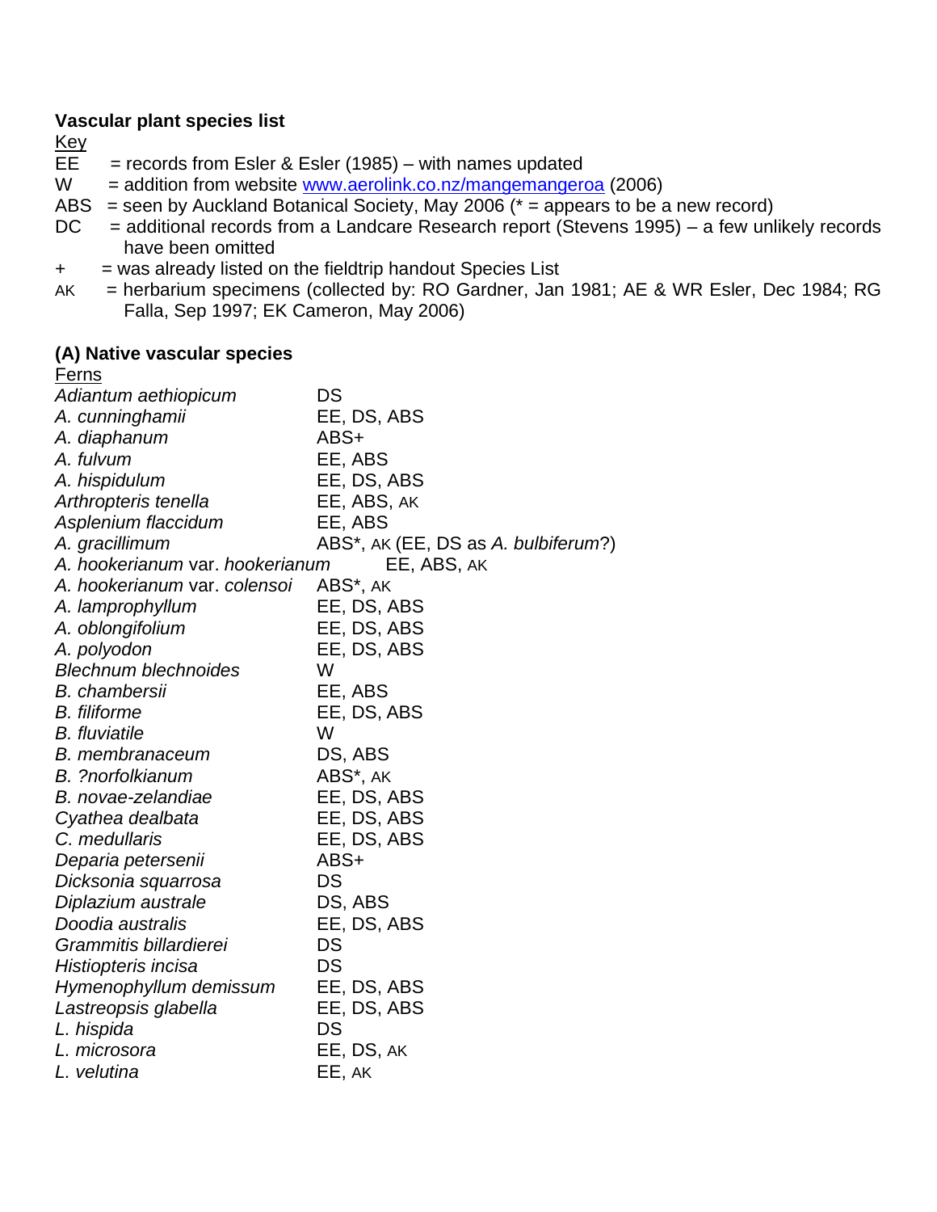**Vascular plant species list**

Key

EE = records from Esler & Esler (1985) – with names updated
W = addition from website www.aerolink.co.nz/mangemangeroa (2006)
ABS = seen by Auckland Botanical Society, May 2006 (* = appears to be a new record)
DC = additional records from a Landcare Research report (Stevens 1995) – a few unlikely records have been omitted
+ = was already listed on the fieldtrip handout Species List
AK = herbarium specimens (collected by: RO Gardner, Jan 1981; AE & WR Esler, Dec 1984; RG Falla, Sep 1997; EK Cameron, May 2006)

**(A) Native vascular species**

Ferns

| | |
|---|---|
| *Adiantum aethiopicum* | DS |
| *A. cunninghamii* | EE, DS, ABS |
| *A. diaphanum* | ABS+ |
| *A. fulvum* | EE, ABS |
| *A. hispidulum* | EE, DS, ABS |
| *Arthropteris tenella* | EE, ABS, AK |
| *Asplenium flaccidum* | EE, ABS |
| *A. gracillimum* | ABS*, AK (EE, DS as *A. bulbiferum*?) |
| *A. hookerianum* var. *hookerianum* | EE, ABS, AK |
| *A. hookerianum* var. *colensoi* | ABS*, AK |
| *A. lamprophyllum* | EE, DS, ABS |
| *A. oblongifolium* | EE, DS, ABS |
| *A. polyodon* | EE, DS, ABS |
| *Blechnum blechnoides* | W |
| *B. chambersii* | EE, ABS |
| *B. filiforme* | EE, DS, ABS |
| *B. fluviatile* | W |
| *B. membranaceum* | DS, ABS |
| *B. ?norfolkianum* | ABS*, AK |
| *B. novae-zelandiae* | EE, DS, ABS |
| *Cyathea dealbata* | EE, DS, ABS |
| *C. medullaris* | EE, DS, ABS |
| *Deparia petersenii* | ABS+ |
| *Dicksonia squarrosa* | DS |
| *Diplazium australe* | DS, ABS |
| *Doodia australis* | EE, DS, ABS |
| *Grammitis billardierei* | DS |
| *Histiopteris incisa* | DS |
| *Hymenophyllum demissum* | EE, DS, ABS |
| *Lastreopsis glabella* | EE, DS, ABS |
| *L. hispida* | DS |
| *L. microsora* | EE, DS, AK |
| *L. velutina* | EE, AK |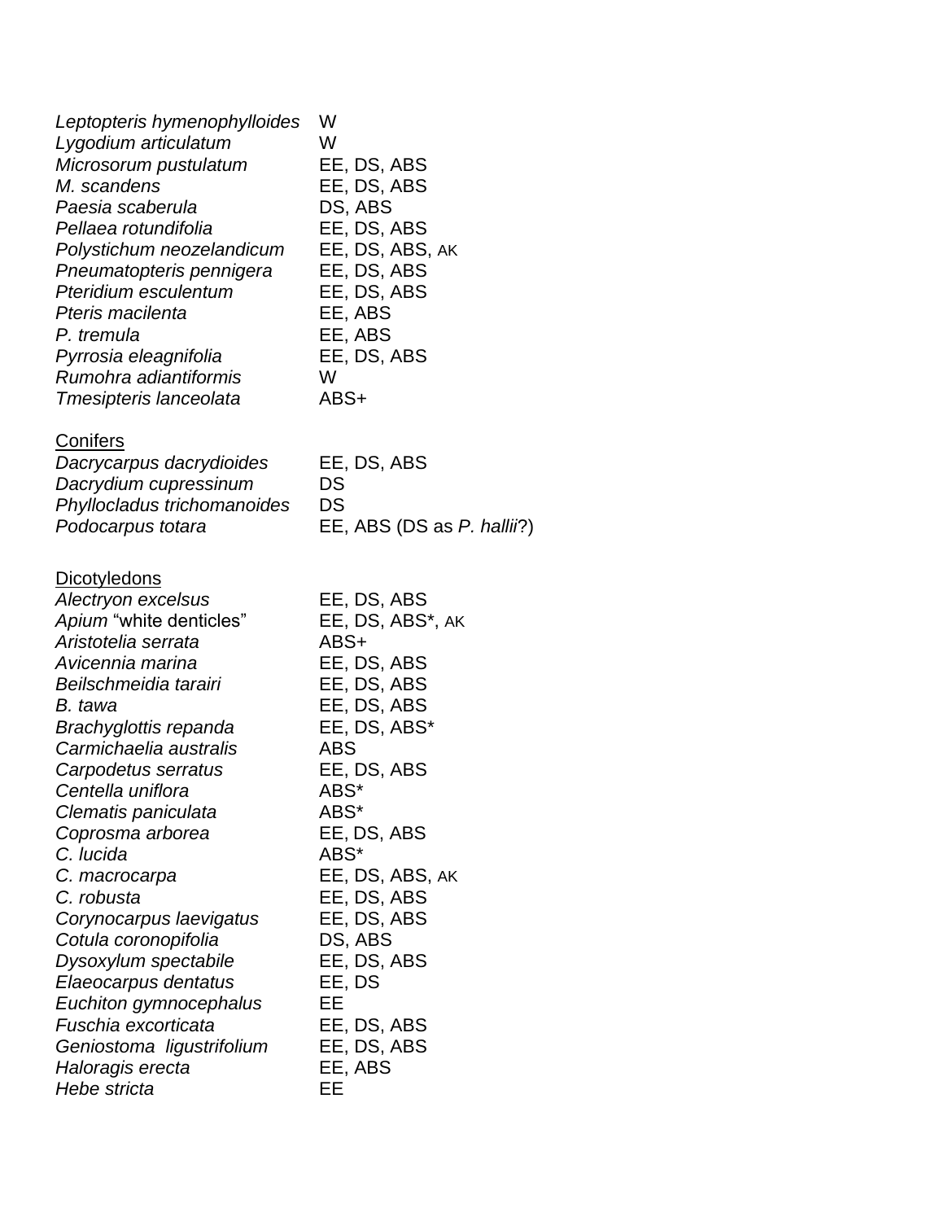| | |
|---|---|
| *Leptopteris hymenophylloides* | W |
| *Lygodium articulatum* | W |
| *Microsorum pustulatum* | EE, DS, ABS |
| *M. scandens* | EE, DS, ABS |
| *Paesia scaberula* | DS, ABS |
| *Pellaea rotundifolia* | EE, DS, ABS |
| *Polystichum neozelandicum* | EE, DS, ABS, AK |
| *Pneumatopteris pennigera* | EE, DS, ABS |
| *Pteridium esculentum* | EE, DS, ABS |
| *Pteris macilenta* | EE, ABS |
| *P. tremula* | EE, ABS |
| *Pyrrosia eleagnifolia* | EE, DS, ABS |
| *Rumohra adiantiformis* | W |
| *Tmesipteris lanceolata* | ABS+ |

Conifers

| | |
|---|---|
| *Dacrycarpus dacrydioides* | EE, DS, ABS |
| *Dacrydium cupressinum* | DS |
| *Phyllocladus trichomanoides* | DS |
| *Podocarpus totara* | EE, ABS (DS as *P. hallii*?) |

Dicotyledons

| | |
|---|---|
| *Alectryon excelsus* | EE, DS, ABS |
| *Apium* "white denticles" | EE, DS, ABS*, AK |
| *Aristotelia serrata* | ABS+ |
| *Avicennia marina* | EE, DS, ABS |
| *Beilschmeidia tarairi* | EE, DS, ABS |
| *B. tawa* | EE, DS, ABS |
| *Brachyglottis repanda* | EE, DS, ABS* |
| *Carmichaelia australis* | ABS |
| *Carpodetus serratus* | EE, DS, ABS |
| *Centella uniflora* | ABS* |
| *Clematis paniculata* | ABS* |
| *Coprosma arborea* | EE, DS, ABS |
| *C. lucida* | ABS* |
| *C. macrocarpa* | EE, DS, ABS, AK |
| *C. robusta* | EE, DS, ABS |
| *Corynocarpus laevigatus* | EE, DS, ABS |
| *Cotula coronopifolia* | DS, ABS |
| *Dysoxylum spectabile* | EE, DS, ABS |
| *Elaeocarpus dentatus* | EE, DS |
| *Euchiton gymnocephalus* | EE |
| *Fuschia excorticata* | EE, DS, ABS |
| *Geniostoma ligustrifolium* | EE, DS, ABS |
| *Haloragis erecta* | EE, ABS |
| *Hebe stricta* | EE |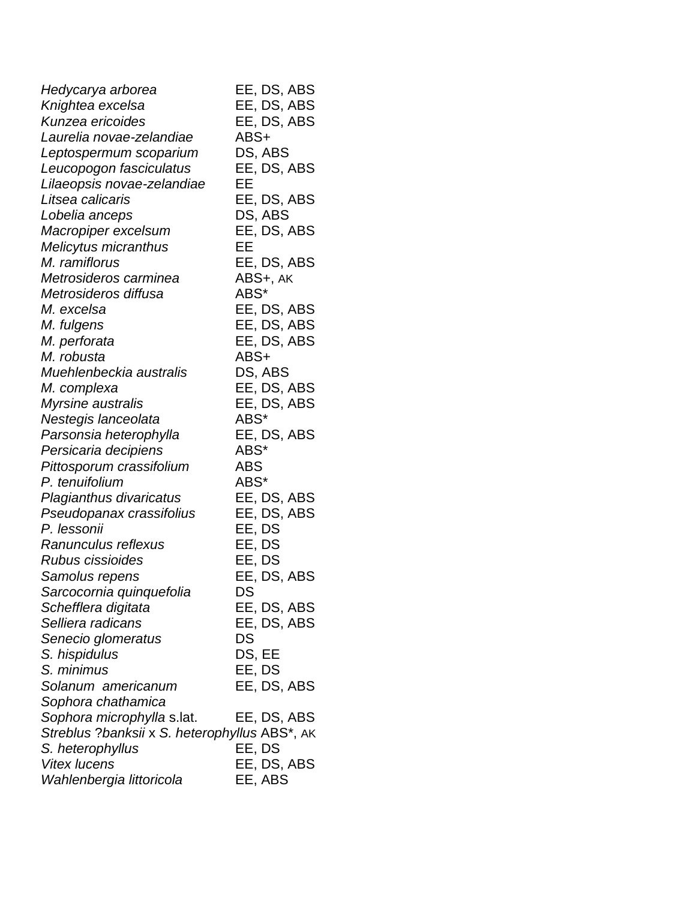| | |
|---|---|
| *Hedycarya arborea* | EE, DS, ABS |
| *Knightea excelsa* | EE, DS, ABS |
| *Kunzea ericoides* | EE, DS, ABS |
| *Laurelia novae-zelandiae* | ABS+ |
| *Leptospermum scoparium* | DS, ABS |
| *Leucopogon fasciculatus* | EE, DS, ABS |
| *Lilaeopsis novae-zelandiae* | EE |
| *Litsea calicaris* | EE, DS, ABS |
| *Lobelia anceps* | DS, ABS |
| *Macropiper excelsum* | EE, DS, ABS |
| *Melicytus micranthus* | EE |
| *M. ramiflorus* | EE, DS, ABS |
| *Metrosideros carminea* | ABS+, AK |
| *Metrosideros diffusa* | ABS* |
| *M. excelsa* | EE, DS, ABS |
| *M. fulgens* | EE, DS, ABS |
| *M. perforata* | EE, DS, ABS |
| *M. robusta* | ABS+ |
| *Muehlenbeckia australis* | DS, ABS |
| *M. complexa* | EE, DS, ABS |
| *Myrsine australis* | EE, DS, ABS |
| *Nestegis lanceolata* | ABS* |
| *Parsonsia heterophylla* | EE, DS, ABS |
| *Persicaria decipiens* | ABS* |
| *Pittosporum crassifolium* | ABS |
| *P. tenuifolium* | ABS* |
| *Plagianthus divaricatus* | EE, DS, ABS |
| *Pseudopanax crassifolius* | EE, DS, ABS |
| *P. lessonii* | EE, DS |
| *Ranunculus reflexus* | EE, DS |
| *Rubus cissioides* | EE, DS |
| *Samolus repens* | EE, DS, ABS |
| *Sarcocornia quinquefolia* | DS |
| *Schefflera digitata* | EE, DS, ABS |
| *Selliera radicans* | EE, DS, ABS |
| *Senecio glomeratus* | DS |
| *S. hispidulus* | DS, EE |
| *S. minimus* | EE, DS |
| *Solanum americanum* | EE, DS, ABS |
| *Sophora chathamica* | |
| *Sophora microphylla* s.lat. | EE, DS, ABS |
| *Streblus* ?*banksii* x *S. heterophyllus* | ABS*, AK |
| *S. heterophyllus* | EE, DS |
| *Vitex lucens* | EE, DS, ABS |
| *Wahlenbergia littoricola* | EE, ABS |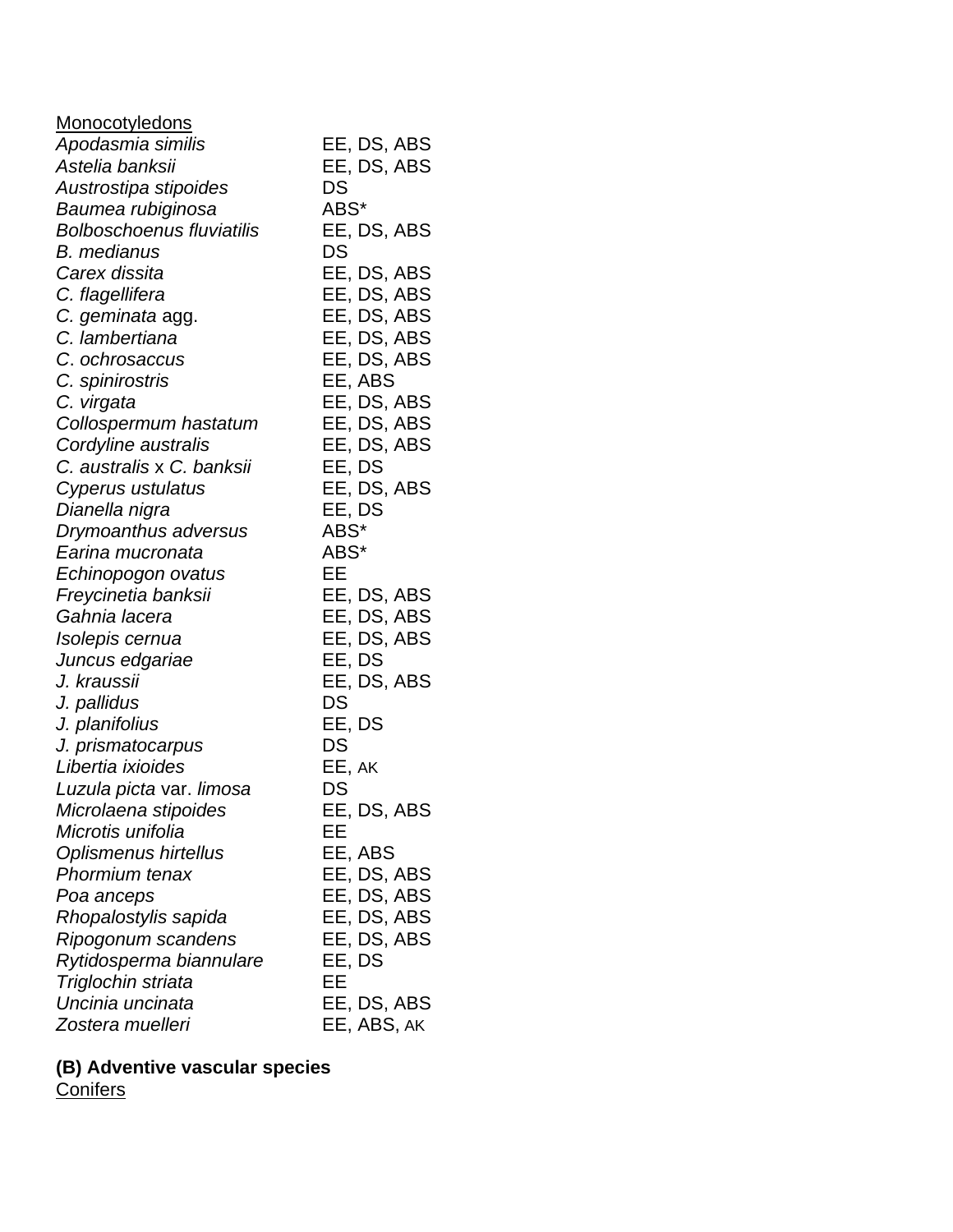<u>Monocotyledons</u>

| | |
|---|---|
| *Apodasmia similis* | EE, DS, ABS |
| *Astelia banksii* | EE, DS, ABS |
| *Austrostipa stipoides* | DS |
| *Baumea rubiginosa* | ABS* |
| *Bolboschoenus fluviatilis* | EE, DS, ABS |
| *B. medianus* | DS |
| *Carex dissita* | EE, DS, ABS |
| *C. flagellifera* | EE, DS, ABS |
| *C. geminata* agg. | EE, DS, ABS |
| *C. lambertiana* | EE, DS, ABS |
| *C. ochrosaccus* | EE, DS, ABS |
| *C. spinirostris* | EE, ABS |
| *C. virgata* | EE, DS, ABS |
| *Collospermum hastatum* | EE, DS, ABS |
| *Cordyline australis* | EE, DS, ABS |
| *C. australis* x *C. banksii* | EE, DS |
| *Cyperus ustulatus* | EE, DS, ABS |
| *Dianella nigra* | EE, DS |
| *Drymoanthus adversus* | ABS* |
| *Earina mucronata* | ABS* |
| *Echinopogon ovatus* | EE |
| *Freycinetia banksii* | EE, DS, ABS |
| *Gahnia lacera* | EE, DS, ABS |
| *Isolepis cernua* | EE, DS, ABS |
| *Juncus edgariae* | EE, DS |
| *J. kraussii* | EE, DS, ABS |
| *J. pallidus* | DS |
| *J. planifolius* | EE, DS |
| *J. prismatocarpus* | DS |
| *Libertia ixioides* | EE, AK |
| *Luzula picta* var. *limosa* | DS |
| *Microlaena stipoides* | EE, DS, ABS |
| *Microtis unifolia* | EE |
| *Oplismenus hirtellus* | EE, ABS |
| *Phormium tenax* | EE, DS, ABS |
| *Poa anceps* | EE, DS, ABS |
| *Rhopalostylis sapida* | EE, DS, ABS |
| *Ripogonum scandens* | EE, DS, ABS |
| *Rytidosperma biannulare* | EE, DS |
| *Triglochin striata* | EE |
| *Uncinia uncinata* | EE, DS, ABS |
| *Zostera muelleri* | EE, ABS, AK |

**(B) Adventive vascular species**

<u>Conifers</u>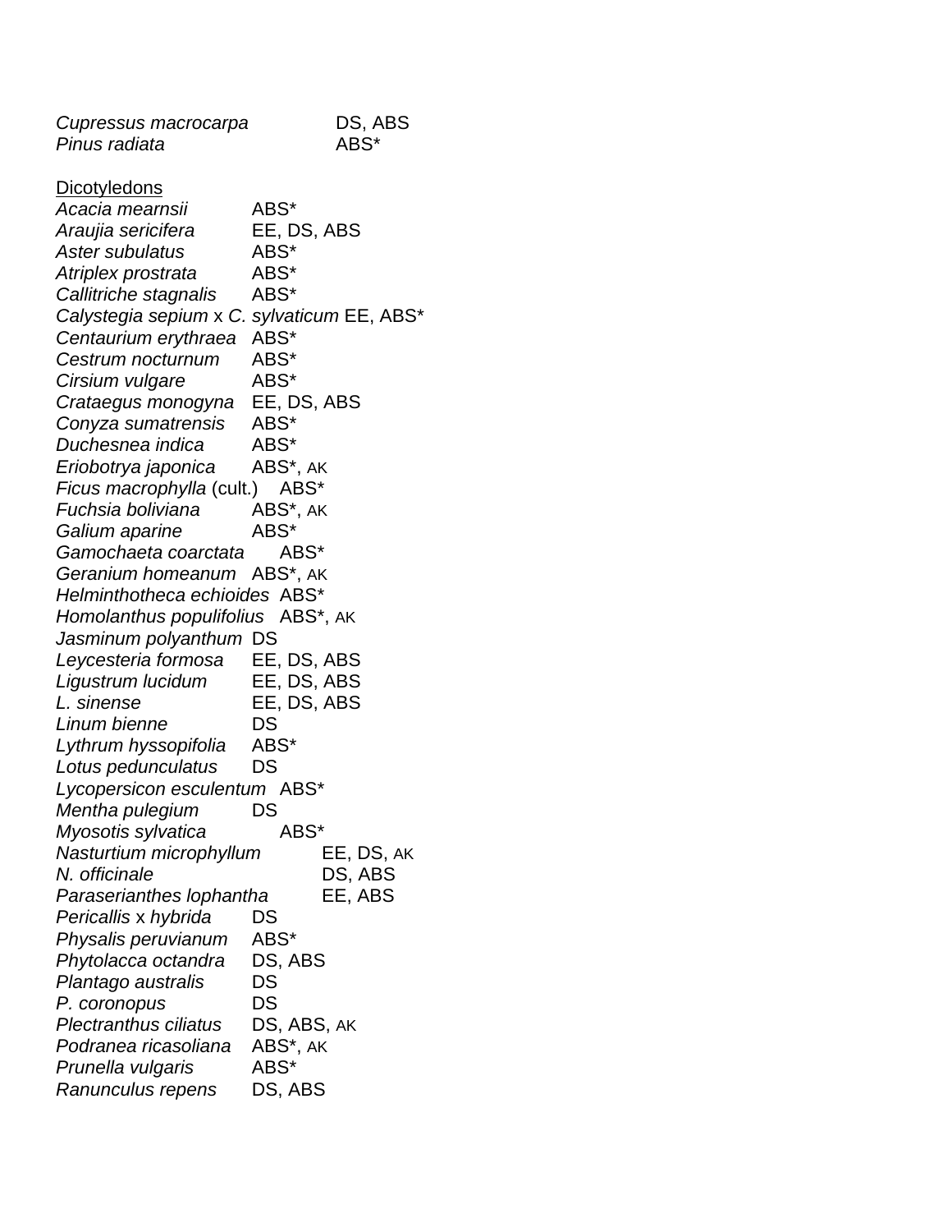*Cupressus macrocarpa* DS, ABS
*Pinus radiata* ABS*

<u>Dicotyledons</u>

*Acacia mearnsii* ABS*
*Araujia sericifera* EE, DS, ABS
*Aster subulatus* ABS*
*Atriplex prostrata* ABS*
*Callitriche stagnalis* ABS*
*Calystegia sepium* x *C. sylvaticum* EE, ABS*
*Centaurium erythraea* ABS*
*Cestrum nocturnum* ABS*
*Cirsium vulgare* ABS*
*Crataegus monogyna* EE, DS, ABS
*Conyza sumatrensis* ABS*
*Duchesnea indica* ABS*
*Eriobotrya japonica* ABS*, AK
*Ficus macrophylla* (cult.) ABS*
*Fuchsia boliviana* ABS*, AK
*Galium aparine* ABS*
*Gamochaeta coarctata* ABS*
*Geranium homeanum* ABS*, AK
*Helminthotheca echioides* ABS*
*Homolanthus populifolius* ABS*, AK
*Jasminum polyanthum* DS
*Leycesteria formosa* EE, DS, ABS
*Ligustrum lucidum* EE, DS, ABS
*L. sinense* EE, DS, ABS
*Linum bienne* DS
*Lythrum hyssopifolia* ABS*
*Lotus pedunculatus* DS
*Lycopersicon esculentum* ABS*
*Mentha pulegium* DS
*Myosotis sylvatica* ABS*
*Nasturtium microphyllum* EE, DS, AK
*N. officinale* DS, ABS
*Paraserianthes lophantha* EE, ABS
*Pericallis* x *hybrida* DS
*Physalis peruvianum* ABS*
*Phytolacca octandra* DS, ABS
*Plantago australis* DS
*P. coronopus* DS
*Plectranthus ciliatus* DS, ABS, AK
*Podranea ricasoliana* ABS*, AK
*Prunella vulgaris* ABS*
*Ranunculus repens* DS, ABS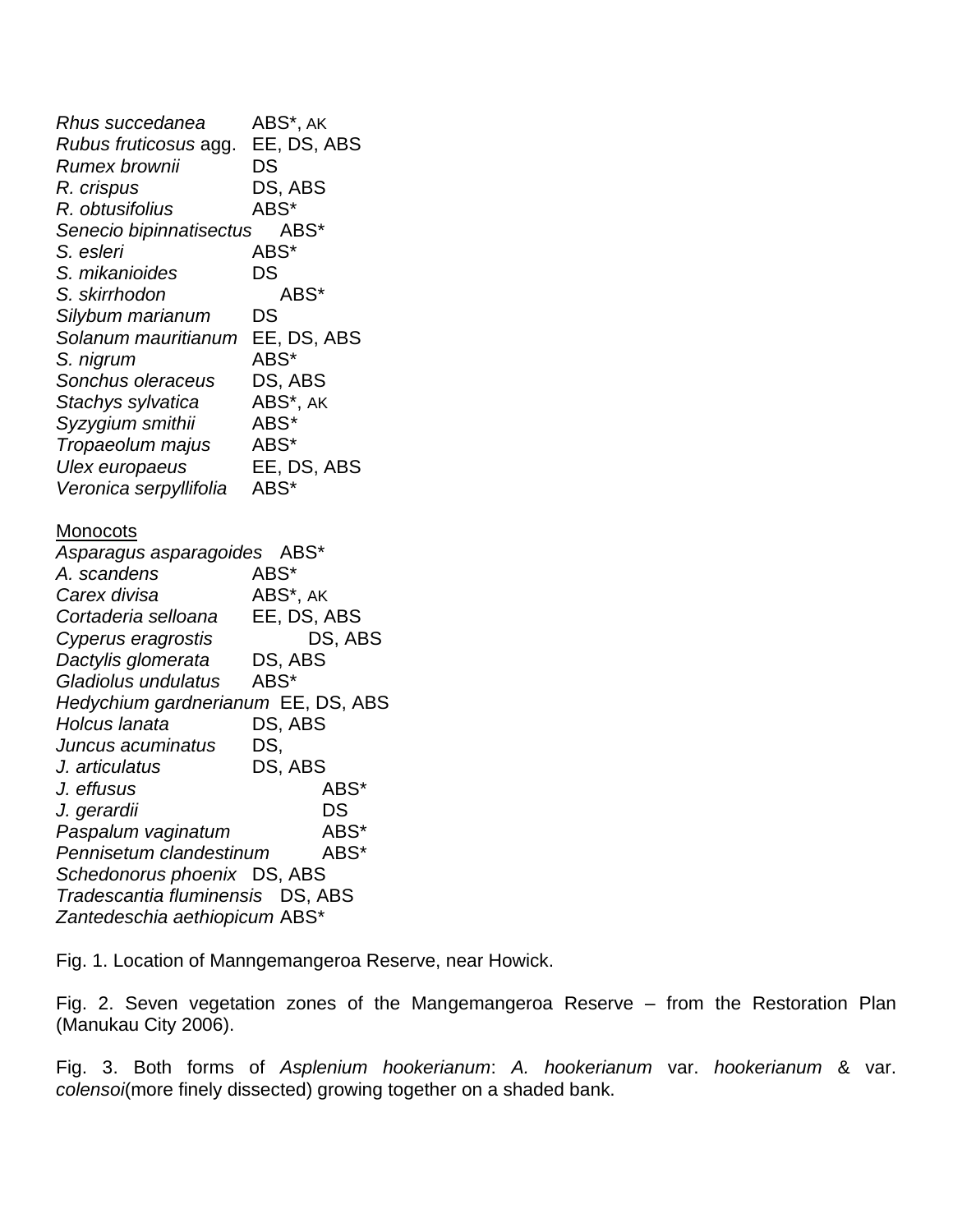*Rhus succedanea* ABS*, AK
*Rubus fruticosus* agg. EE, DS, ABS
*Rumex brownii* DS
*R. crispus* DS, ABS
*R. obtusifolius* ABS*
*Senecio bipinnatisectus* ABS*
*S. esleri* ABS*
*S. mikanioides* DS
*S. skirrhodon* ABS*
*Silybum marianum* DS
*Solanum mauritianum* EE, DS, ABS
*S. nigrum* ABS*
*Sonchus oleraceus* DS, ABS
*Stachys sylvatica* ABS*, AK
*Syzygium smithii* ABS*
*Tropaeolum majus* ABS*
*Ulex europaeus* EE, DS, ABS
*Veronica serpyllifolia* ABS*

Monocots

*Asparagus asparagoides* ABS*
*A. scandens* ABS*
*Carex divisa* ABS*, AK
*Cortaderia selloana* EE, DS, ABS
*Cyperus eragrostis* DS, ABS
*Dactylis glomerata* DS, ABS
*Gladiolus undulatus* ABS*
*Hedychium gardnerianum* EE, DS, ABS
*Holcus lanata* DS, ABS
*Juncus acuminatus* DS,
*J. articulatus* DS, ABS
*J. effusus* ABS*
*J. gerardii* DS
*Paspalum vaginatum* ABS*
*Pennisetum clandestinum* ABS*
*Schedonorus phoenix* DS, ABS
*Tradescantia fluminensis* DS, ABS
*Zantedeschia aethiopicum* ABS*

Fig. 1. Location of Manngemangeroa Reserve, near Howick.

Fig. 2. Seven vegetation zones of the Mangemangeroa Reserve – from the Restoration Plan (Manukau City 2006).

Fig. 3. Both forms of *Asplenium hookerianum*: *A. hookerianum* var. *hookerianum* & var. *colensoi*(more finely dissected) growing together on a shaded bank.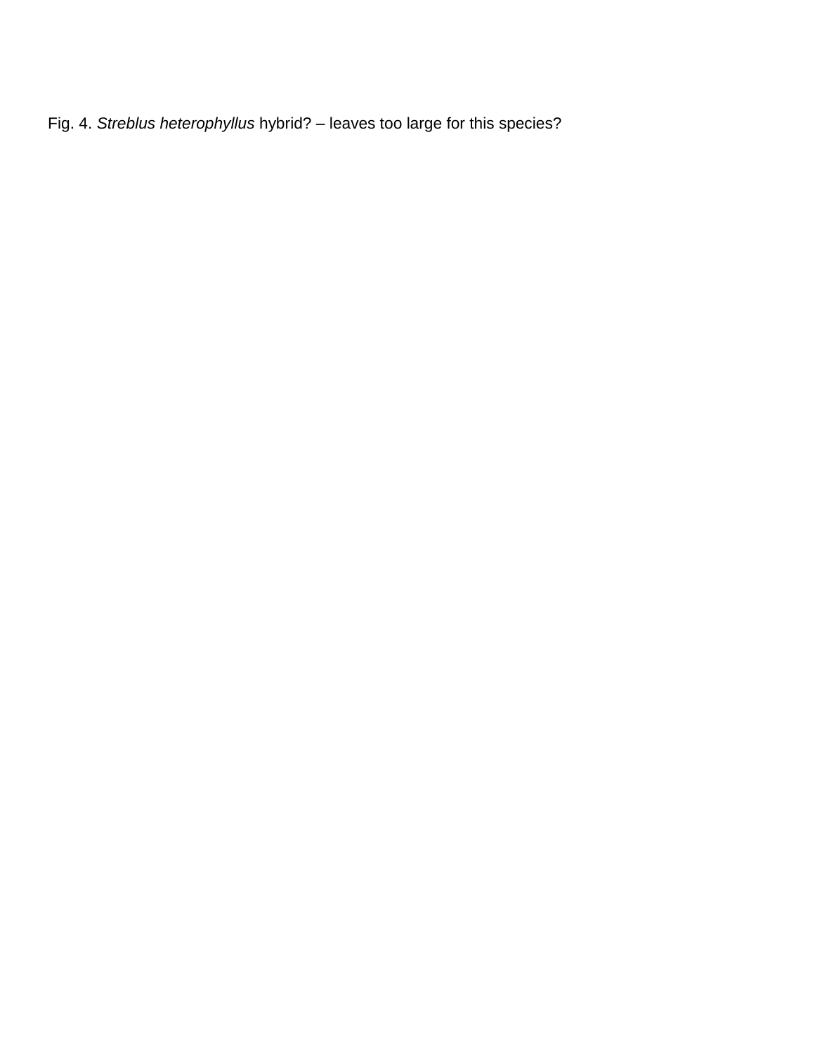Fig. 4. *Streblus heterophyllus* hybrid? – leaves too large for this species?